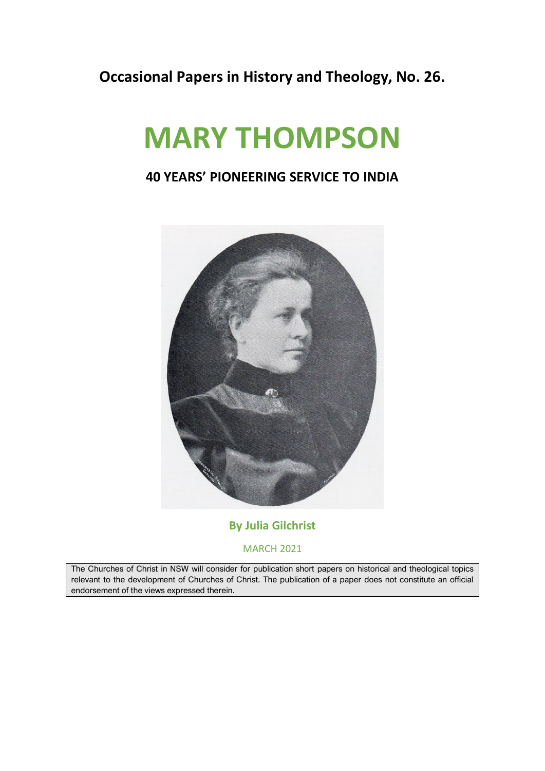**Occasional Papers in History and Theology, No. 26.**

# MARY THOMPSON

## 40 YEARS' PIONEERING SERVICE TO INDIA

**By Julia Gilchrist**

MARCH 2021

The Churches of Christ in NSW will consider for publication short papers on historical and theological topics relevant to the development of Churches of Christ. The publication of a paper does not constitute an official endorsement of the views expressed therein.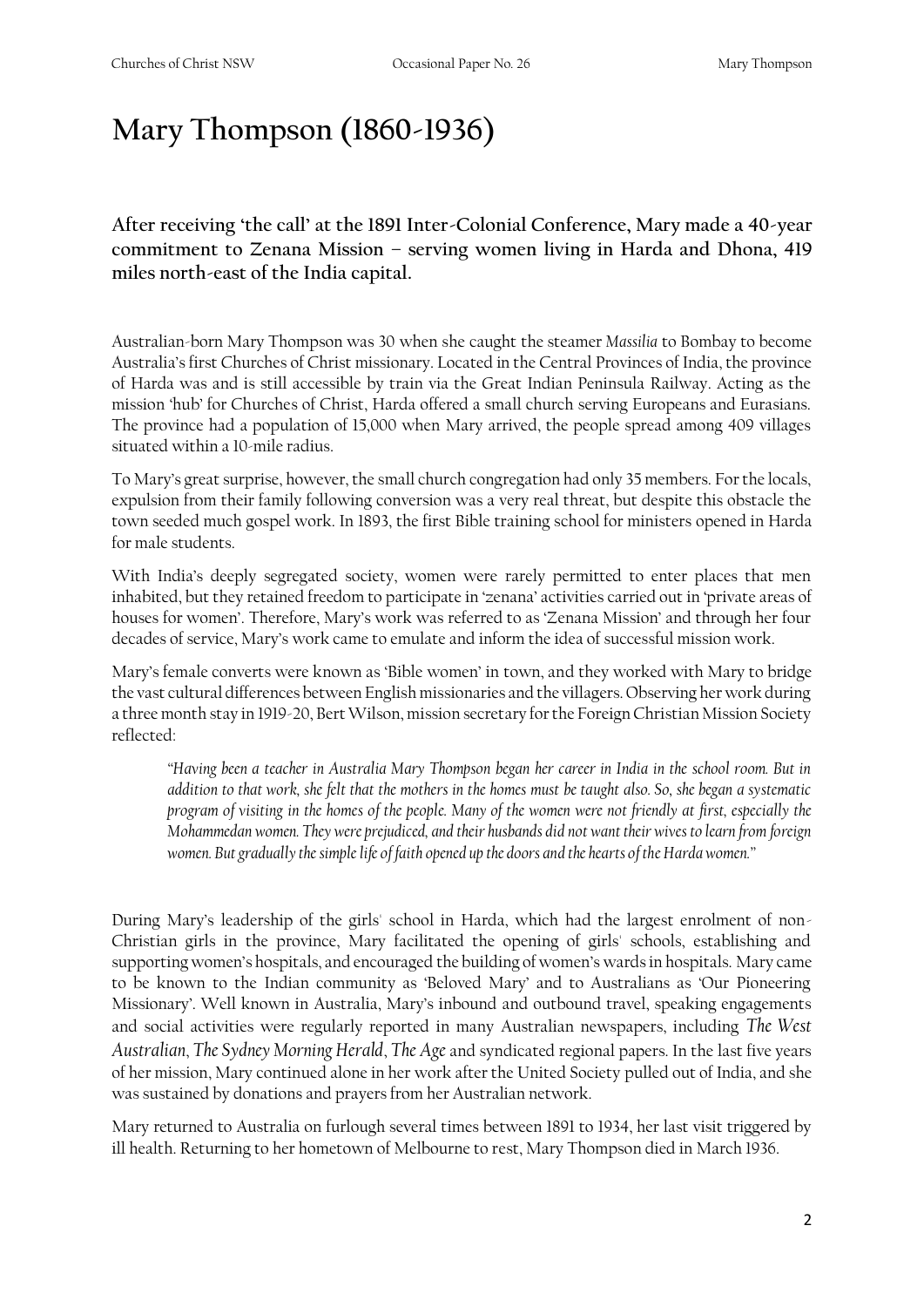# Mary Thompson (1860-1936)

**After receiving 'the call' at the 1891 Inter-Colonial Conference, Mary made a 40-year commitment to Zenana Mission – serving women living in Harda and Dhona, 419 miles north-east of the India capital.**

Australian-born Mary Thompson was 30 when she caught the steamer *Massilia* to Bombay to become Australia's first Churches of Christ missionary. Located in the Central Provinces of India, the province of Harda was and is still accessible by train via the Great Indian Peninsula Railway. Acting as the mission 'hub' for Churches of Christ, Harda offered a small church serving Europeans and Eurasians. The province had a population of 15,000 when Mary arrived, the people spread among 409 villages situated within a 10-mile radius.

To Mary's great surprise, however, the small church congregation had only 35 members. For the locals, expulsion from their family following conversion was a very real threat, but despite this obstacle the town seeded much gospel work. In 1893, the first Bible training school for ministers opened in Harda for male students.

With India's deeply segregated society, women were rarely permitted to enter places that men inhabited, but they retained freedom to participate in 'zenana' activities carried out in 'private areas of houses for women'. Therefore, Mary's work was referred to as 'Zenana Mission' and through her four decades of service, Mary's work came to emulate and inform the idea of successful mission work.

Mary's female converts were known as 'Bible women' in town, and they worked with Mary to bridge the vast cultural differences between English missionaries and the villagers. Observing her work during a three month stay in 1919-20, Bert Wilson, mission secretary for the Foreign Christian Mission Society reflected:

> *"Having been a teacher in Australia Mary Thompson began her career in India in the school room. But in addition to that work, she felt that the mothers in the homes must be taught also. So, she began a systematic program of visiting in the homes of the people. Many of the women were not friendly at first, especially the Mohammedan women. They were prejudiced, and their husbands did not want their wives to learn from foreign women. But gradually the simple life of faith opened up the doors and the hearts of the Harda women."*

During Mary's leadership of the girls' school in Harda, which had the largest enrolment of non-Christian girls in the province, Mary facilitated the opening of girls' schools, establishing and supporting women's hospitals, and encouraged the building of women's wards in hospitals. Mary came to be known to the Indian community as 'Beloved Mary' and to Australians as 'Our Pioneering Missionary'. Well known in Australia, Mary's inbound and outbound travel, speaking engagements and social activities were regularly reported in many Australian newspapers, including *The West Australian*, *The Sydney Morning Herald*, *The Age* and syndicated regional papers. In the last five years of her mission, Mary continued alone in her work after the United Society pulled out of India, and she was sustained by donations and prayers from her Australian network.

Mary returned to Australia on furlough several times between 1891 to 1934, her last visit triggered by ill health. Returning to her hometown of Melbourne to rest, Mary Thompson died in March 1936.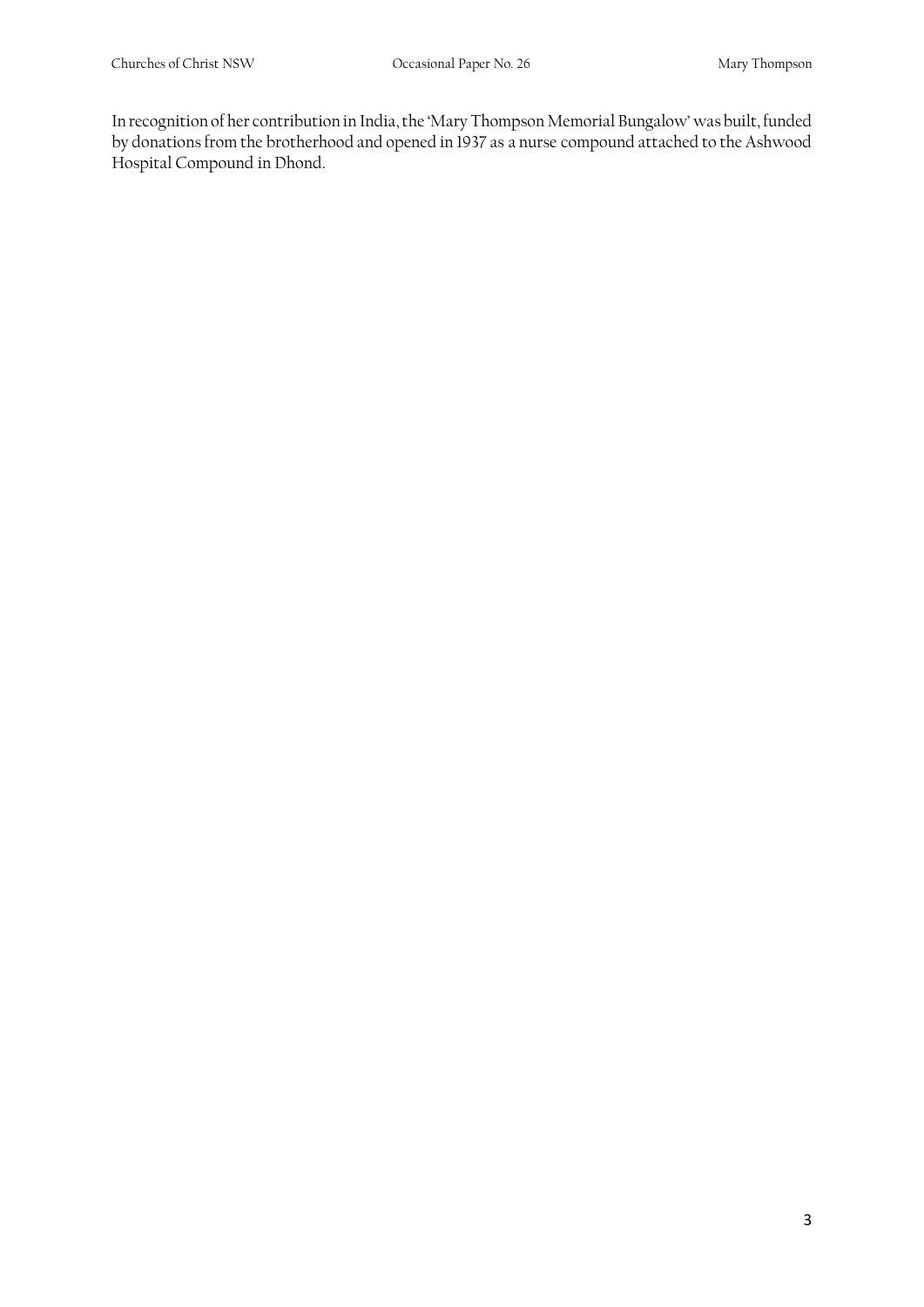In recognition of her contribution in India, the 'Mary Thompson Memorial Bungalow' was built, funded by donations from the brotherhood and opened in 1937 as a nurse compound attached to the Ashwood Hospital Compound in Dhond.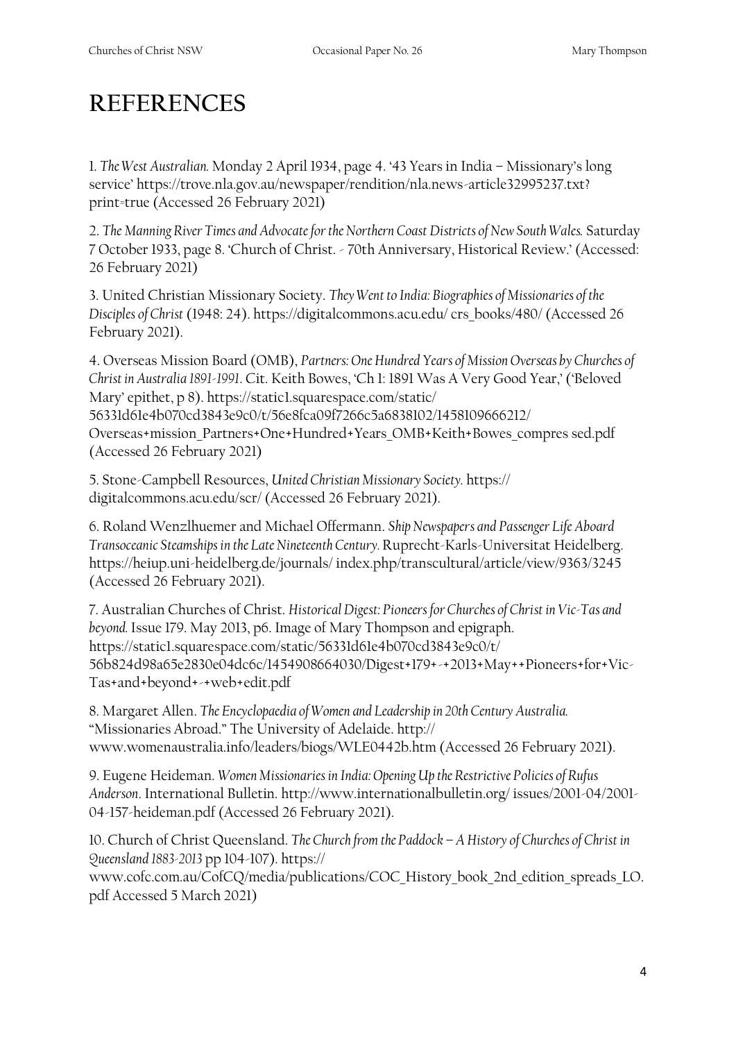# REFERENCES

1. *The West Australian.* Monday 2 April 1934, page 4. '43 Years in India – Missionary's long service' https://trove.nla.gov.au/newspaper/rendition/nla.news-article32995237.txt?print=true (Accessed 26 February 2021)

2. *The Manning River Times and Advocate for the Northern Coast Districts of New South Wales.* Saturday 7 October 1933, page 8. 'Church of Christ. - 70th Anniversary, Historical Review.' (Accessed: 26 February 2021)

3. United Christian Missionary Society. *They Went to India: Biographies of Missionaries of the Disciples of Christ* (1948: 24). https://digitalcommons.acu.edu/ crs_books/480/ (Accessed 26 February 2021).

4. Overseas Mission Board (OMB), *Partners: One Hundred Years of Mission Overseas by Churches of Christ in Australia 1891-1991*. Cit. Keith Bowes, 'Ch 1: 1891 Was A Very Good Year,' ('Beloved Mary' epithet, p 8). https://static1.squarespace.com/static/56331d61e4b070cd3843e9c0/t/56e8fca09f7266c5a6838102/1458109666212/Overseas+mission_Partners+One+Hundred+Years_OMB+Keith+Bowes_compres sed.pdf (Accessed 26 February 2021)

5. Stone-Campbell Resources, *United Christian Missionary Society*. https://digitalcommons.acu.edu/scr/ (Accessed 26 February 2021).

6. Roland Wenzlhuemer and Michael Offermann. *Ship Newspapers and Passenger Life Aboard Transoceanic Steamships in the Late Nineteenth Century*. Ruprecht-Karls-Universitat Heidelberg. https://heiup.uni-heidelberg.de/journals/ index.php/transcultural/article/view/9363/3245 (Accessed 26 February 2021).

7. Australian Churches of Christ. *Historical Digest: Pioneers for Churches of Christ in Vic-Tas and beyond.* Issue 179. May 2013, p6. Image of Mary Thompson and epigraph. https://static1.squarespace.com/static/56331d61e4b070cd3843e9c0/t/56b824d98a65e2830e04dc6c/1454908664030/Digest+179+-+2013+May++Pioneers+for+Vic-Tas+and+beyond+-+web+edit.pdf

8. Margaret Allen. *The Encyclopaedia of Women and Leadership in 20th Century Australia.* "Missionaries Abroad." The University of Adelaide. http://www.womenaustralia.info/leaders/biogs/WLE0442b.htm (Accessed 26 February 2021).

9. Eugene Heideman. *Women Missionaries in India: Opening Up the Restrictive Policies of Rufus Anderson*. International Bulletin. http://www.internationalbulletin.org/ issues/2001-04/2001-04-157-heideman.pdf (Accessed 26 February 2021).

10. Church of Christ Queensland. *The Church from the Paddock – A History of Churches of Christ in Queensland 1883-2013* pp 104-107). https://www.cofc.com.au/CofCQ/media/publications/COC_History_book_2nd_edition_spreads_LO.pdf Accessed 5 March 2021)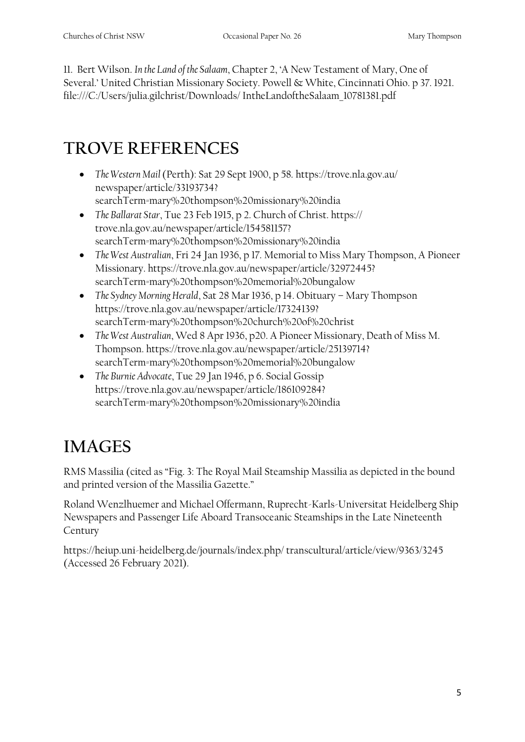11. Bert Wilson. *In the Land of the Salaam*, Chapter 2, 'A New Testament of Mary, One of Several.' United Christian Missionary Society. Powell & White, Cincinnati Ohio. p 37. 1921. file:///C:/Users/julia.gilchrist/Downloads/ IntheLandoftheSalaam_10781381.pdf

# TROVE REFERENCES

- *The Western Mail* (Perth): Sat 29 Sept 1900, p 58. https://trove.nla.gov.au/newspaper/article/33193734?searchTerm=mary%20thompson%20missionary%20india
- *The Ballarat Star*, Tue 23 Feb 1915, p 2. Church of Christ. https://trove.nla.gov.au/newspaper/article/154581157?searchTerm=mary%20thompson%20missionary%20india
- *The West Australian*, Fri 24 Jan 1936, p 17. Memorial to Miss Mary Thompson, A Pioneer Missionary. https://trove.nla.gov.au/newspaper/article/32972445?searchTerm=mary%20thompson%20memorial%20bungalow
- *The Sydney Morning Herald*, Sat 28 Mar 1936, p 14. Obituary – Mary Thompson https://trove.nla.gov.au/newspaper/article/17324139?searchTerm=mary%20thompson%20church%20of%20christ
- *The West Australian*, Wed 8 Apr 1936, p20. A Pioneer Missionary, Death of Miss M. Thompson. https://trove.nla.gov.au/newspaper/article/25139714?searchTerm=mary%20thompson%20memorial%20bungalow
- *The Burnie Advocate*, Tue 29 Jan 1946, p 6. Social Gossip https://trove.nla.gov.au/newspaper/article/186109284?searchTerm=mary%20thompson%20missionary%20india

# IMAGES

RMS Massilia (cited as "Fig. 3: The Royal Mail Steamship Massilia as depicted in the bound and printed version of the Massilia Gazette."

Roland Wenzlhuemer and Michael Offermann, Ruprecht-Karls-Universitat Heidelberg Ship Newspapers and Passenger Life Aboard Transoceanic Steamships in the Late Nineteenth Century

https://heiup.uni-heidelberg.de/journals/index.php/ transcultural/article/view/9363/3245 (Accessed 26 February 2021).